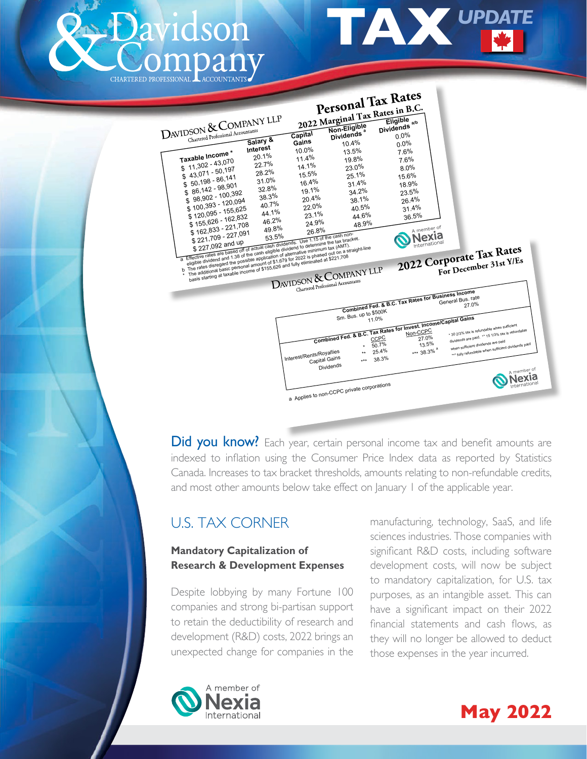# Davidson & Company

CHARTERED PROFESSIONAL ACCOUNTANTS

# TAX UPDATE

## Personal Tax Rates

DAVIDSON & COMPANY LLP
Chartered Professional Accountants

### 2022 Marginal Tax Rates in B.C.

| Taxable Income * | Salary & Interest | Capital Gains | Non-Eligible Dividends [a] | Eligible Dividends [a/b] |
|---|---|---|---|---|
| $ 11,302 - 43,070 | 20.1% | 10.0% | 10.4% | 0.0% |
| $ 43,071 - 50,197 | 22.7% | 11.4% | 13.5% | 0.0% |
| $ 50,198 - 86,141 | 28.2% | 14.1% | 19.8% | 7.6% |
| $ 86,142 - 98,901 | 31.0% | 15.5% | 23.0% | 7.6% |
| $ 98,902 - 100,392 | 32.8% | 16.4% | 25.1% | 8.0% |
| $ 100,393 - 120,094 | 38.3% | 19.1% | 31.4% | 15.6% |
| $ 120,095 - 155,625 | 40.7% | 20.4% | 34.2% | 18.9% |
| $ 155,626 - 162,832 | 44.1% | 22.0% | 38.1% | 23.5% |
| $ 162,833 - 221,708 | 46.2% | 23.1% | 40.5% | 26.4% |
| $ 221,709 - 227,091 | 49.8% | 24.9% | 44.6% | 31.4% |
| $ 227,092 and up | 53.5% | 26.8% | 48.9% | 36.5% |

a Effective rates are based off of actual cash dividends. Use 1.15 of the cash non-eligible dividend and 1.38 of the cash eligible dividend to determine the tax bracket.
b The rates disregard the possible application of alternative minimum tax (AMT).
\* The additional basic personal amount of $1,679 for 2022 is phased out on a straight-line basis starting at taxable income of $155,626 and fully eliminated at $221,708

A member of Nexia International

## 2022 Corporate Tax Rates

### For December 31st Y/Es

DAVIDSON & COMPANY LLP
Chartered Professional Accountants

| Combined Fed. & B.C. Tax Rates for Business Income | |
|---|---|
| Sm. Bus. up to $500K | General Bus. rate |
| 11.0% | 27.0% |

| Combined Fed. & B.C. Tax Rates for Invest. Income/Capital Gains | CCPC | Non-CCPC |
|---|---|---|
| Interest/Rents/Royalties | * 50.7% | 27.0% |
| Capital Gains | ** 25.4% | 13.5% |
| Dividends | *** 38.3% | *** 38.3% [a] |

\* 30 2/3% tax is refundable when sufficient dividends are paid. ** 15 1/3% tax is refundable when sufficient dividends are paid
\*** fully refundable when sufficient dividends paid

a Applies to non-CCPC private corporations

A member of Nexia International

**Did you know?** Each year, certain personal income tax and benefit amounts are indexed to inflation using the Consumer Price Index data as reported by Statistics Canada. Increases to tax bracket thresholds, amounts relating to non-refundable credits, and most other amounts below take effect on January 1 of the applicable year.

## U.S. TAX CORNER

### Mandatory Capitalization of Research & Development Expenses

Despite lobbying by many Fortune 100 companies and strong bi-partisan support to retain the deductibility of research and development (R&D) costs, 2022 brings an unexpected change for companies in the manufacturing, technology, SaaS, and life sciences industries. Those companies with significant R&D costs, including software development costs, will now be subject to mandatory capitalization, for U.S. tax purposes, as an intangible asset. This can have a significant impact on their 2022 financial statements and cash flows, as they will no longer be allowed to deduct those expenses in the year incurred.

A member of Nexia International

**May 2022**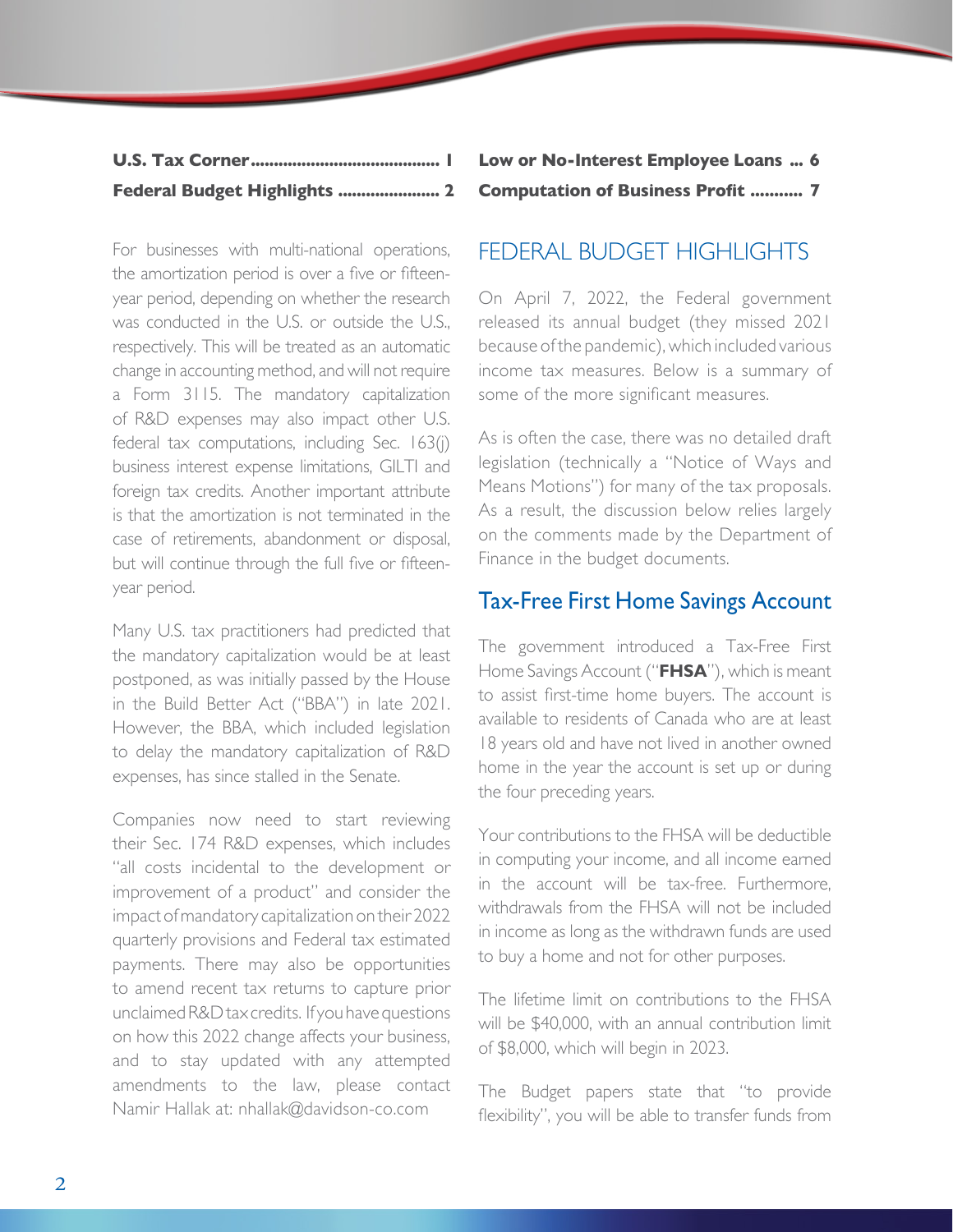**U.S. Tax Corner........................................ 1**
**Federal Budget Highlights ..................... 2**
**Low or No-Interest Employee Loans ... 6**
**Computation of Business Profit .......... 7**

For businesses with multi-national operations, the amortization period is over a five or fifteen-year period, depending on whether the research was conducted in the U.S. or outside the U.S., respectively. This will be treated as an automatic change in accounting method, and will not require a Form 3115. The mandatory capitalization of R&D expenses may also impact other U.S. federal tax computations, including Sec. 163(j) business interest expense limitations, GILTI and foreign tax credits. Another important attribute is that the amortization is not terminated in the case of retirements, abandonment or disposal, but will continue through the full five or fifteen-year period.

Many U.S. tax practitioners had predicted that the mandatory capitalization would be at least postponed, as was initially passed by the House in the Build Better Act ("BBA") in late 2021. However, the BBA, which included legislation to delay the mandatory capitalization of R&D expenses, has since stalled in the Senate.

Companies now need to start reviewing their Sec. 174 R&D expenses, which includes "all costs incidental to the development or improvement of a product" and consider the impact of mandatory capitalization on their 2022 quarterly provisions and Federal tax estimated payments. There may also be opportunities to amend recent tax returns to capture prior unclaimed R&D tax credits. If you have questions on how this 2022 change affects your business, and to stay updated with any attempted amendments to the law, please contact Namir Hallak at: nhallak@davidson-co.com

# FEDERAL BUDGET HIGHLIGHTS

On April 7, 2022, the Federal government released its annual budget (they missed 2021 because of the pandemic), which included various income tax measures. Below is a summary of some of the more significant measures.

As is often the case, there was no detailed draft legislation (technically a "Notice of Ways and Means Motions") for many of the tax proposals. As a result, the discussion below relies largely on the comments made by the Department of Finance in the budget documents.

## Tax-Free First Home Savings Account

The government introduced a Tax-Free First Home Savings Account ("**FHSA**"), which is meant to assist first-time home buyers. The account is available to residents of Canada who are at least 18 years old and have not lived in another owned home in the year the account is set up or during the four preceding years.

Your contributions to the FHSA will be deductible in computing your income, and all income earned in the account will be tax-free. Furthermore, withdrawals from the FHSA will not be included in income as long as the withdrawn funds are used to buy a home and not for other purposes.

The lifetime limit on contributions to the FHSA will be $40,000, with an annual contribution limit of $8,000, which will begin in 2023.

The Budget papers state that "to provide flexibility", you will be able to transfer funds from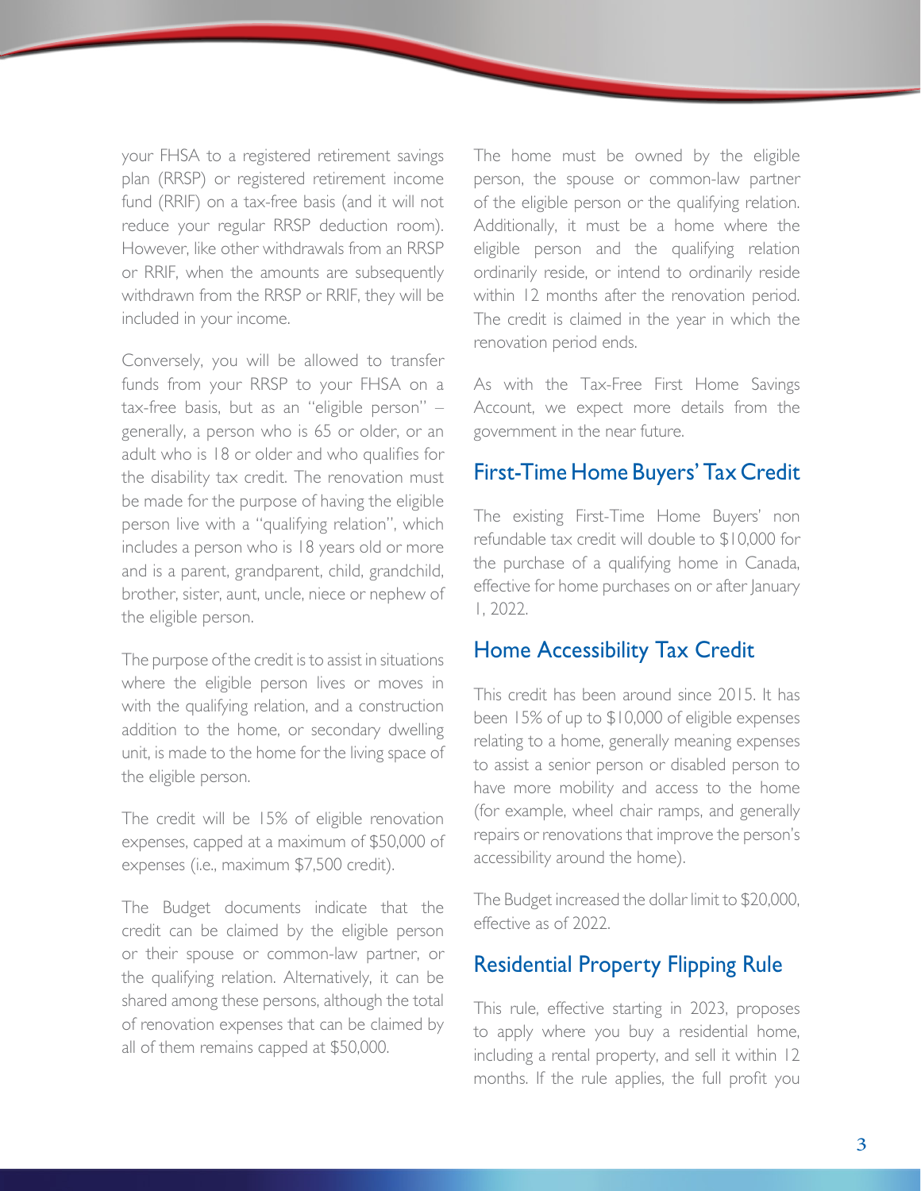your FHSA to a registered retirement savings plan (RRSP) or registered retirement income fund (RRIF) on a tax-free basis (and it will not reduce your regular RRSP deduction room). However, like other withdrawals from an RRSP or RRIF, when the amounts are subsequently withdrawn from the RRSP or RRIF, they will be included in your income.

Conversely, you will be allowed to transfer funds from your RRSP to your FHSA on a tax-free basis, but as an "eligible person" – generally, a person who is 65 or older, or an adult who is 18 or older and who qualifies for the disability tax credit. The renovation must be made for the purpose of having the eligible person live with a "qualifying relation", which includes a person who is 18 years old or more and is a parent, grandparent, child, grandchild, brother, sister, aunt, uncle, niece or nephew of the eligible person.

The purpose of the credit is to assist in situations where the eligible person lives or moves in with the qualifying relation, and a construction addition to the home, or secondary dwelling unit, is made to the home for the living space of the eligible person.

The credit will be 15% of eligible renovation expenses, capped at a maximum of $50,000 of expenses (i.e., maximum $7,500 credit).

The Budget documents indicate that the credit can be claimed by the eligible person or their spouse or common-law partner, or the qualifying relation. Alternatively, it can be shared among these persons, although the total of renovation expenses that can be claimed by all of them remains capped at $50,000.

The home must be owned by the eligible person, the spouse or common-law partner of the eligible person or the qualifying relation. Additionally, it must be a home where the eligible person and the qualifying relation ordinarily reside, or intend to ordinarily reside within 12 months after the renovation period. The credit is claimed in the year in which the renovation period ends.

As with the Tax-Free First Home Savings Account, we expect more details from the government in the near future.

## First-Time Home Buyers' Tax Credit

The existing First-Time Home Buyers' non refundable tax credit will double to $10,000 for the purchase of a qualifying home in Canada, effective for home purchases on or after January 1, 2022.

## Home Accessibility Tax Credit

This credit has been around since 2015. It has been 15% of up to $10,000 of eligible expenses relating to a home, generally meaning expenses to assist a senior person or disabled person to have more mobility and access to the home (for example, wheel chair ramps, and generally repairs or renovations that improve the person's accessibility around the home).

The Budget increased the dollar limit to $20,000, effective as of 2022.

## Residential Property Flipping Rule

This rule, effective starting in 2023, proposes to apply where you buy a residential home, including a rental property, and sell it within 12 months. If the rule applies, the full profit you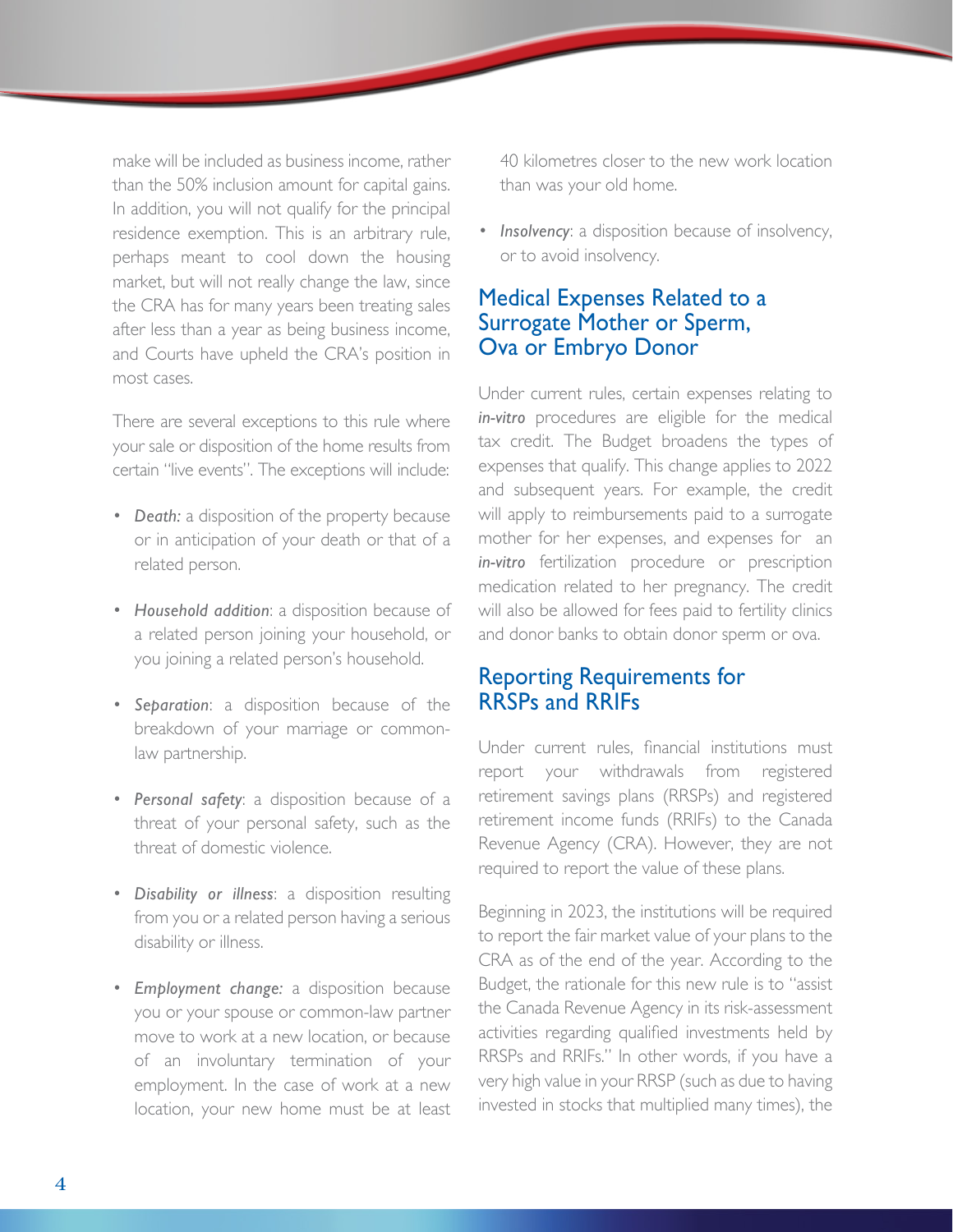make will be included as business income, rather than the 50% inclusion amount for capital gains. In addition, you will not qualify for the principal residence exemption. This is an arbitrary rule, perhaps meant to cool down the housing market, but will not really change the law, since the CRA has for many years been treating sales after less than a year as being business income, and Courts have upheld the CRA's position in most cases.

There are several exceptions to this rule where your sale or disposition of the home results from certain "live events". The exceptions will include:

- *Death:* a disposition of the property because or in anticipation of your death or that of a related person.
- *Household addition*: a disposition because of a related person joining your household, or you joining a related person's household.
- *Separation*: a disposition because of the breakdown of your marriage or common-law partnership.
- *Personal safety*: a disposition because of a threat of your personal safety, such as the threat of domestic violence.
- *Disability or illness*: a disposition resulting from you or a related person having a serious disability or illness.
- *Employment change:* a disposition because you or your spouse or common-law partner move to work at a new location, or because of an involuntary termination of your employment. In the case of work at a new location, your new home must be at least 40 kilometres closer to the new work location than was your old home.
- *Insolvency*: a disposition because of insolvency, or to avoid insolvency.

## Medical Expenses Related to a Surrogate Mother or Sperm, Ova or Embryo Donor

Under current rules, certain expenses relating to ***in-vitro*** procedures are eligible for the medical tax credit. The Budget broadens the types of expenses that qualify. This change applies to 2022 and subsequent years. For example, the credit will apply to reimbursements paid to a surrogate mother for her expenses, and expenses for an ***in-vitro*** fertilization procedure or prescription medication related to her pregnancy. The credit will also be allowed for fees paid to fertility clinics and donor banks to obtain donor sperm or ova.

## Reporting Requirements for RRSPs and RRIFs

Under current rules, financial institutions must report your withdrawals from registered retirement savings plans (RRSPs) and registered retirement income funds (RRIFs) to the Canada Revenue Agency (CRA). However, they are not required to report the value of these plans.

Beginning in 2023, the institutions will be required to report the fair market value of your plans to the CRA as of the end of the year. According to the Budget, the rationale for this new rule is to "assist the Canada Revenue Agency in its risk-assessment activities regarding qualified investments held by RRSPs and RRIFs." In other words, if you have a very high value in your RRSP (such as due to having invested in stocks that multiplied many times), the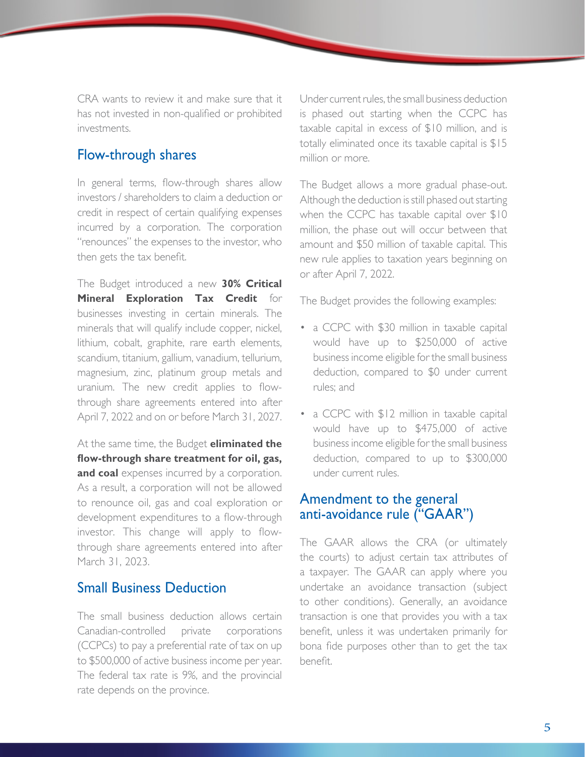CRA wants to review it and make sure that it has not invested in non-qualified or prohibited investments.

## Flow-through shares

In general terms, flow-through shares allow investors / shareholders to claim a deduction or credit in respect of certain qualifying expenses incurred by a corporation. The corporation "renounces" the expenses to the investor, who then gets the tax benefit.

The Budget introduced a new **30% Critical Mineral Exploration Tax Credit** for businesses investing in certain minerals. The minerals that will qualify include copper, nickel, lithium, cobalt, graphite, rare earth elements, scandium, titanium, gallium, vanadium, tellurium, magnesium, zinc, platinum group metals and uranium. The new credit applies to flow-through share agreements entered into after April 7, 2022 and on or before March 31, 2027.

At the same time, the Budget **eliminated the flow-through share treatment for oil, gas, and coal** expenses incurred by a corporation. As a result, a corporation will not be allowed to renounce oil, gas and coal exploration or development expenditures to a flow-through investor. This change will apply to flow-through share agreements entered into after March 31, 2023.

## Small Business Deduction

The small business deduction allows certain Canadian-controlled private corporations (CCPCs) to pay a preferential rate of tax on up to $500,000 of active business income per year. The federal tax rate is 9%, and the provincial rate depends on the province.

Under current rules, the small business deduction is phased out starting when the CCPC has taxable capital in excess of $10 million, and is totally eliminated once its taxable capital is $15 million or more.

The Budget allows a more gradual phase-out. Although the deduction is still phased out starting when the CCPC has taxable capital over $10 million, the phase out will occur between that amount and $50 million of taxable capital. This new rule applies to taxation years beginning on or after April 7, 2022.

The Budget provides the following examples:

- a CCPC with $30 million in taxable capital would have up to $250,000 of active business income eligible for the small business deduction, compared to $0 under current rules; and
- a CCPC with $12 million in taxable capital would have up to $475,000 of active business income eligible for the small business deduction, compared to up to $300,000 under current rules.

## Amendment to the general anti-avoidance rule ("GAAR")

The GAAR allows the CRA (or ultimately the courts) to adjust certain tax attributes of a taxpayer. The GAAR can apply where you undertake an avoidance transaction (subject to other conditions). Generally, an avoidance transaction is one that provides you with a tax benefit, unless it was undertaken primarily for bona fide purposes other than to get the tax benefit.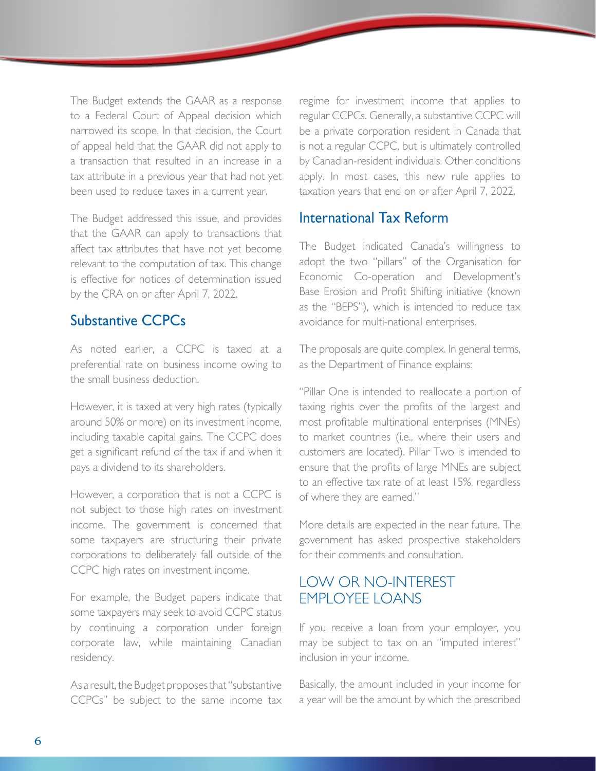The Budget extends the GAAR as a response to a Federal Court of Appeal decision which narrowed its scope. In that decision, the Court of appeal held that the GAAR did not apply to a transaction that resulted in an increase in a tax attribute in a previous year that had not yet been used to reduce taxes in a current year.

The Budget addressed this issue, and provides that the GAAR can apply to transactions that affect tax attributes that have not yet become relevant to the computation of tax. This change is effective for notices of determination issued by the CRA on or after April 7, 2022.

## Substantive CCPCs

As noted earlier, a CCPC is taxed at a preferential rate on business income owing to the small business deduction.

However, it is taxed at very high rates (typically around 50% or more) on its investment income, including taxable capital gains. The CCPC does get a significant refund of the tax if and when it pays a dividend to its shareholders.

However, a corporation that is not a CCPC is not subject to those high rates on investment income. The government is concerned that some taxpayers are structuring their private corporations to deliberately fall outside of the CCPC high rates on investment income.

For example, the Budget papers indicate that some taxpayers may seek to avoid CCPC status by continuing a corporation under foreign corporate law, while maintaining Canadian residency.

As a result, the Budget proposes that "substantive CCPCs" be subject to the same income tax regime for investment income that applies to regular CCPCs. Generally, a substantive CCPC will be a private corporation resident in Canada that is not a regular CCPC, but is ultimately controlled by Canadian-resident individuals. Other conditions apply. In most cases, this new rule applies to taxation years that end on or after April 7, 2022.

## International Tax Reform

The Budget indicated Canada's willingness to adopt the two "pillars" of the Organisation for Economic Co-operation and Development's Base Erosion and Profit Shifting initiative (known as the "BEPS"), which is intended to reduce tax avoidance for multi-national enterprises.

The proposals are quite complex. In general terms, as the Department of Finance explains:

"Pillar One is intended to reallocate a portion of taxing rights over the profits of the largest and most profitable multinational enterprises (MNEs) to market countries (i.e., where their users and customers are located). Pillar Two is intended to ensure that the profits of large MNEs are subject to an effective tax rate of at least 15%, regardless of where they are earned."

More details are expected in the near future. The government has asked prospective stakeholders for their comments and consultation.

# LOW OR NO-INTEREST EMPLOYEE LOANS

If you receive a loan from your employer, you may be subject to tax on an "imputed interest" inclusion in your income.

Basically, the amount included in your income for a year will be the amount by which the prescribed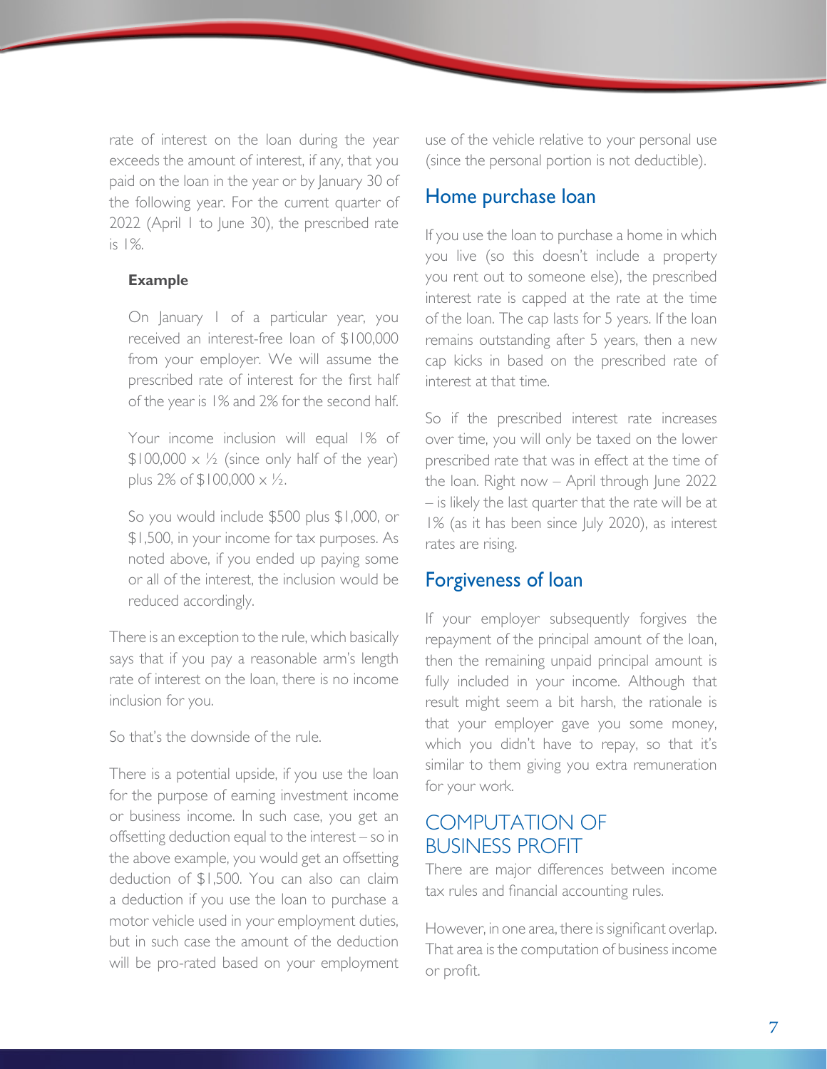rate of interest on the loan during the year exceeds the amount of interest, if any, that you paid on the loan in the year or by January 30 of the following year. For the current quarter of 2022 (April 1 to June 30), the prescribed rate is 1%.

**Example**

On January 1 of a particular year, you received an interest-free loan of $100,000 from your employer. We will assume the prescribed rate of interest for the first half of the year is 1% and 2% for the second half.

Your income inclusion will equal 1% of $100,000 × ½ (since only half of the year) plus 2% of $100,000 × ½.

So you would include $500 plus $1,000, or $1,500, in your income for tax purposes. As noted above, if you ended up paying some or all of the interest, the inclusion would be reduced accordingly.

There is an exception to the rule, which basically says that if you pay a reasonable arm's length rate of interest on the loan, there is no income inclusion for you.

So that's the downside of the rule.

There is a potential upside, if you use the loan for the purpose of earning investment income or business income. In such case, you get an offsetting deduction equal to the interest – so in the above example, you would get an offsetting deduction of $1,500. You also can claim a deduction if you use the loan to purchase a motor vehicle used in your employment duties, but in such case the amount of the deduction will be pro-rated based on your employment use of the vehicle relative to your personal use (since the personal portion is not deductible).

## Home purchase loan

If you use the loan to purchase a home in which you live (so this doesn't include a property you rent out to someone else), the prescribed interest rate is capped at the rate at the time of the loan. The cap lasts for 5 years. If the loan remains outstanding after 5 years, then a new cap kicks in based on the prescribed rate of interest at that time.

So if the prescribed interest rate increases over time, you will only be taxed on the lower prescribed rate that was in effect at the time of the loan. Right now – April through June 2022 – is likely the last quarter that the rate will be at 1% (as it has been since July 2020), as interest rates are rising.

## Forgiveness of loan

If your employer subsequently forgives the repayment of the principal amount of the loan, then the remaining unpaid principal amount is fully included in your income. Although that result might seem a bit harsh, the rationale is that your employer gave you some money, which you didn't have to repay, so that it's similar to them giving you extra remuneration for your work.

# COMPUTATION OF BUSINESS PROFIT

There are major differences between income tax rules and financial accounting rules.

However, in one area, there is significant overlap. That area is the computation of business income or profit.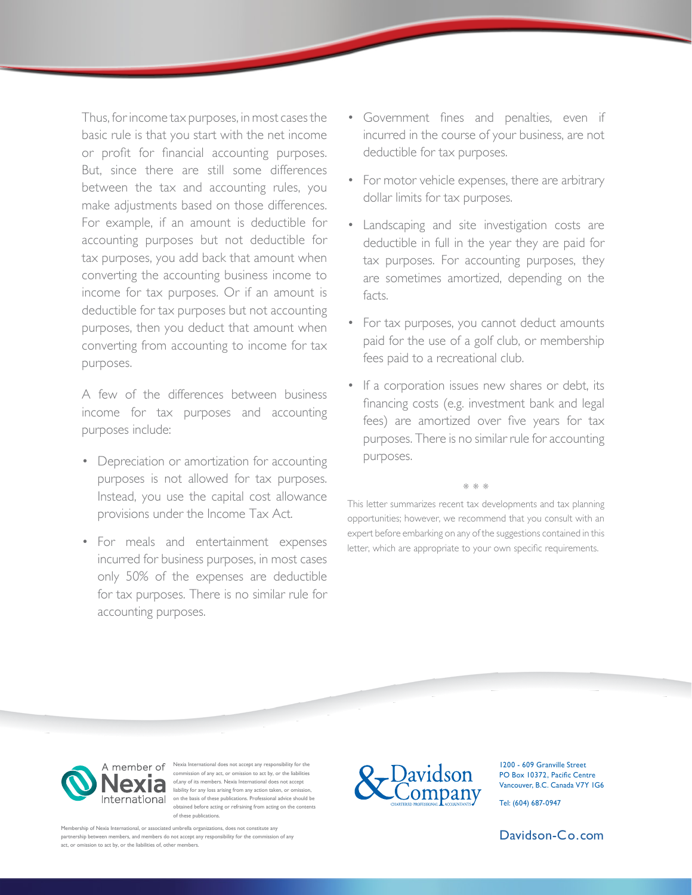Thus, for income tax purposes, in most cases the basic rule is that you start with the net income or profit for financial accounting purposes. But, since there are still some differences between the tax and accounting rules, you make adjustments based on those differences. For example, if an amount is deductible for accounting purposes but not deductible for tax purposes, you add back that amount when converting the accounting business income to income for tax purposes. Or if an amount is deductible for tax purposes but not accounting purposes, then you deduct that amount when converting from accounting to income for tax purposes.

A few of the differences between business income for tax purposes and accounting purposes include:

- Depreciation or amortization for accounting purposes is not allowed for tax purposes. Instead, you use the capital cost allowance provisions under the Income Tax Act.
- For meals and entertainment expenses incurred for business purposes, in most cases only 50% of the expenses are deductible for tax purposes. There is no similar rule for accounting purposes.
- Government fines and penalties, even if incurred in the course of your business, are not deductible for tax purposes.
- For motor vehicle expenses, there are arbitrary dollar limits for tax purposes.
- Landscaping and site investigation costs are deductible in full in the year they are paid for tax purposes. For accounting purposes, they are sometimes amortized, depending on the facts.
- For tax purposes, you cannot deduct amounts paid for the use of a golf club, or membership fees paid to a recreational club.
- If a corporation issues new shares or debt, its financing costs (e.g. investment bank and legal fees) are amortized over five years for tax purposes. There is no similar rule for accounting purposes.

\* \* \*

This letter summarizes recent tax developments and tax planning opportunities; however, we recommend that you consult with an expert before embarking on any of the suggestions contained in this letter, which are appropriate to your own specific requirements.

A member of Nexia International

Nexia International does not accept any responsibility for the commission of any act, or omission to act by, or the liabilities of any of its members. Nexia International does not accept liability for any loss arising from any action taken, or omission, on the basis of these publications. Professional advice should be obtained before acting or refraining from acting on the contents of these publications.

Membership of Nexia International, or associated umbrella organizations, does not constitute any partnership between members, and members do not accept any responsibility for the commission of any act, or omission to act by, or the liabilities of, other members.

Davidson & Company
CHARTERED PROFESSIONAL ACCOUNTANTS

1200 - 609 Granville Street
PO Box 10372, Pacific Centre
Vancouver, B.C. Canada V7Y 1G6

Tel: (604) 687-0947

Davidson-Co.com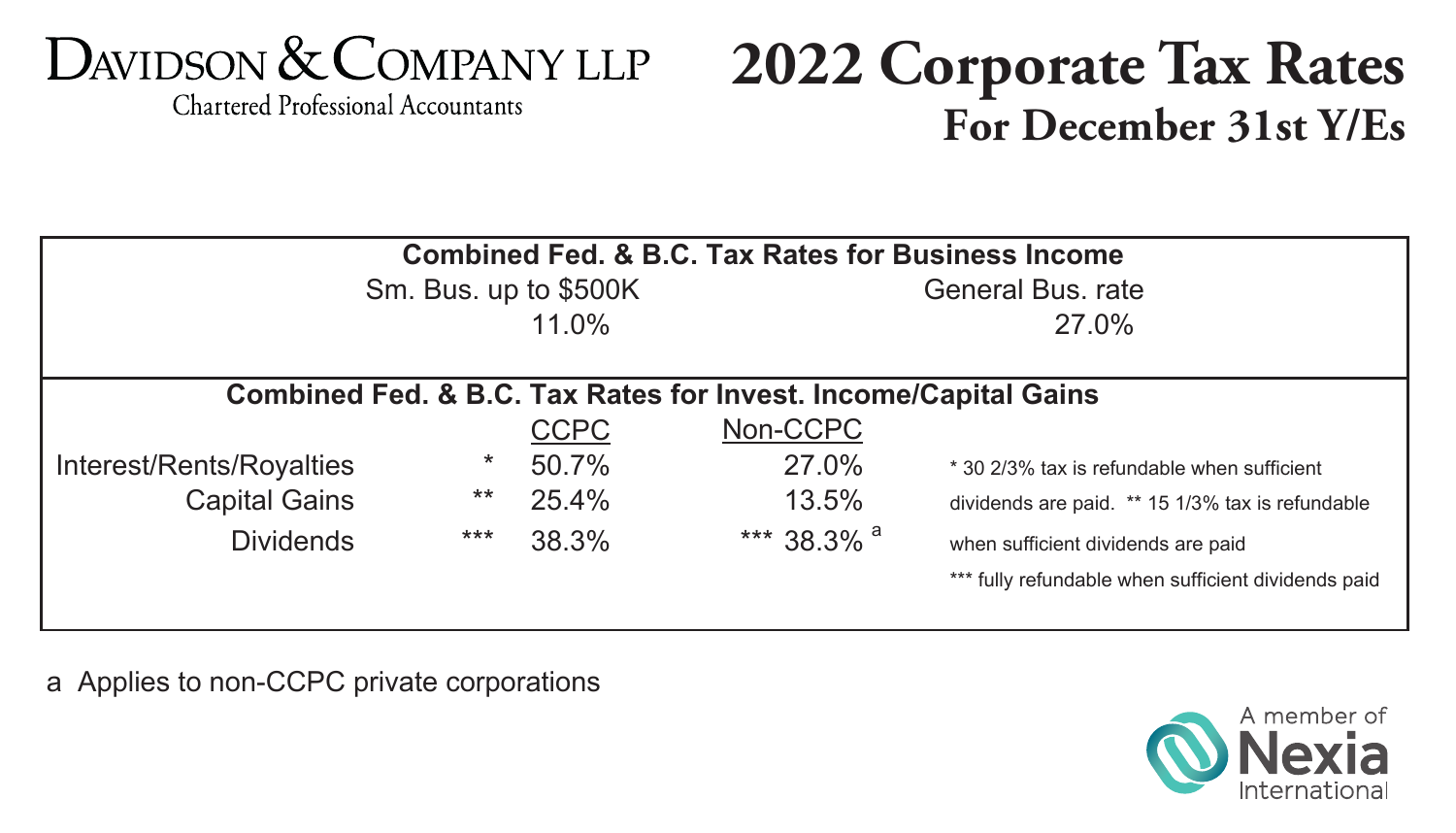Davidson & Company LLP

Chartered Professional Accountants

# 2022 Corporate Tax Rates

## For December 31st Y/Es

| Combined Fed. & B.C. Tax Rates for Business Income | |
|---|---|
| Sm. Bus. up to $500K | General Bus. rate |
| 11.0% | 27.0% |

**Combined Fed. & B.C. Tax Rates for Invest. Income/Capital Gains**

| | | CCPC | Non-CCPC |
|---|---|---|---|
| Interest/Rents/Royalties | * | 50.7% | 27.0% |
| Capital Gains | ** | 25.4% | 13.5% |
| Dividends | *** | 38.3% | *** 38.3% [a] |

\* 30 2/3% tax is refundable when sufficient dividends are paid. ** 15 1/3% tax is refundable when sufficient dividends are paid

*** fully refundable when sufficient dividends paid

a Applies to non-CCPC private corporations

A member of Nexia International